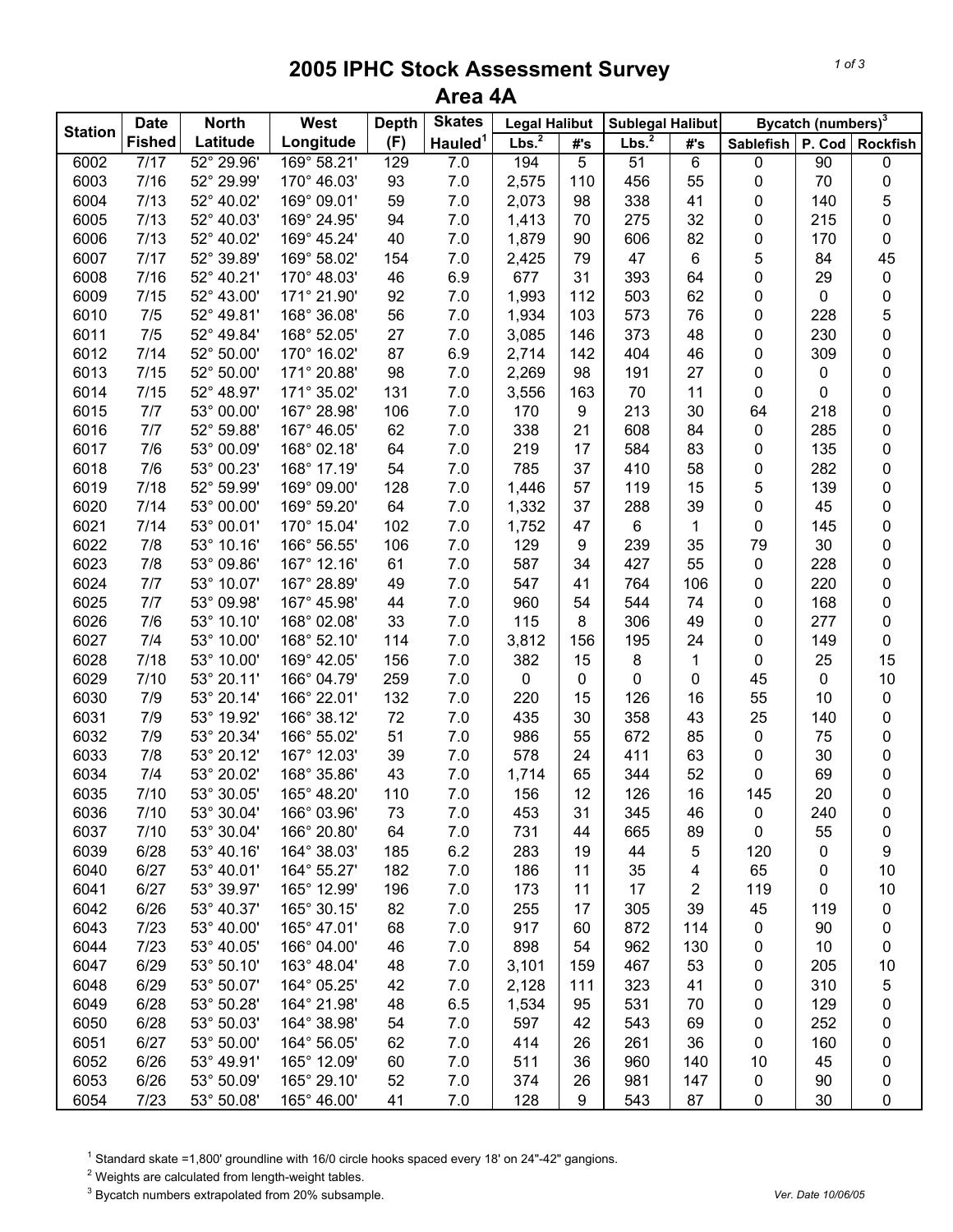# 2005 IPHC Stock Assessment Survey
## Area 4A

| Station | Date Fished | North Latitude | West Longitude | Depth (F) | Skates Hauled[1] | Legal Halibut | | Sublegal Halibut | | Bycatch (numbers)[3] | | |
|---|---|---|---|---|---|---|---|---|---|---|---|---|
| | | | | | | Lbs.[2] | #'s | Lbs.[2] | #'s | Sablefish | P. Cod | Rockfish |
| 6002 | 7/17 | 52° 29.96' | 169° 58.21' | 129 | 7.0 | 194 | 5 | 51 | 6 | 0 | 90 | 0 |
| 6003 | 7/16 | 52° 29.99' | 170° 46.03' | 93 | 7.0 | 2,575 | 110 | 456 | 55 | 0 | 70 | 0 |
| 6004 | 7/13 | 52° 40.02' | 169° 09.01' | 59 | 7.0 | 2,073 | 98 | 338 | 41 | 0 | 140 | 5 |
| 6005 | 7/13 | 52° 40.03' | 169° 24.95' | 94 | 7.0 | 1,413 | 70 | 275 | 32 | 0 | 215 | 0 |
| 6006 | 7/13 | 52° 40.02' | 169° 45.24' | 40 | 7.0 | 1,879 | 90 | 606 | 82 | 0 | 170 | 0 |
| 6007 | 7/17 | 52° 39.89' | 169° 58.02' | 154 | 7.0 | 2,425 | 79 | 47 | 6 | 5 | 84 | 45 |
| 6008 | 7/16 | 52° 40.21' | 170° 48.03' | 46 | 6.9 | 677 | 31 | 393 | 64 | 0 | 29 | 0 |
| 6009 | 7/15 | 52° 43.00' | 171° 21.90' | 92 | 7.0 | 1,993 | 112 | 503 | 62 | 0 | 0 | 0 |
| 6010 | 7/5 | 52° 49.81' | 168° 36.08' | 56 | 7.0 | 1,934 | 103 | 573 | 76 | 0 | 228 | 5 |
| 6011 | 7/5 | 52° 49.84' | 168° 52.05' | 27 | 7.0 | 3,085 | 146 | 373 | 48 | 0 | 230 | 0 |
| 6012 | 7/14 | 52° 50.00' | 170° 16.02' | 87 | 6.9 | 2,714 | 142 | 404 | 46 | 0 | 309 | 0 |
| 6013 | 7/15 | 52° 50.00' | 171° 20.88' | 98 | 7.0 | 2,269 | 98 | 191 | 27 | 0 | 0 | 0 |
| 6014 | 7/15 | 52° 48.97' | 171° 35.02' | 131 | 7.0 | 3,556 | 163 | 70 | 11 | 0 | 0 | 0 |
| 6015 | 7/7 | 53° 00.00' | 167° 28.98' | 106 | 7.0 | 170 | 9 | 213 | 30 | 64 | 218 | 0 |
| 6016 | 7/7 | 52° 59.88' | 167° 46.05' | 62 | 7.0 | 338 | 21 | 608 | 84 | 0 | 285 | 0 |
| 6017 | 7/6 | 53° 00.09' | 168° 02.18' | 64 | 7.0 | 219 | 17 | 584 | 83 | 0 | 135 | 0 |
| 6018 | 7/6 | 53° 00.23' | 168° 17.19' | 54 | 7.0 | 785 | 37 | 410 | 58 | 0 | 282 | 0 |
| 6019 | 7/18 | 52° 59.99' | 169° 09.00' | 128 | 7.0 | 1,446 | 57 | 119 | 15 | 5 | 139 | 0 |
| 6020 | 7/14 | 53° 00.00' | 169° 59.20' | 64 | 7.0 | 1,332 | 37 | 288 | 39 | 0 | 45 | 0 |
| 6021 | 7/14 | 53° 00.01' | 170° 15.04' | 102 | 7.0 | 1,752 | 47 | 6 | 1 | 0 | 145 | 0 |
| 6022 | 7/8 | 53° 10.16' | 166° 56.55' | 106 | 7.0 | 129 | 9 | 239 | 35 | 79 | 30 | 0 |
| 6023 | 7/8 | 53° 09.86' | 167° 12.16' | 61 | 7.0 | 587 | 34 | 427 | 55 | 0 | 228 | 0 |
| 6024 | 7/7 | 53° 10.07' | 167° 28.89' | 49 | 7.0 | 547 | 41 | 764 | 106 | 0 | 220 | 0 |
| 6025 | 7/7 | 53° 09.98' | 167° 45.98' | 44 | 7.0 | 960 | 54 | 544 | 74 | 0 | 168 | 0 |
| 6026 | 7/6 | 53° 10.10' | 168° 02.08' | 33 | 7.0 | 115 | 8 | 306 | 49 | 0 | 277 | 0 |
| 6027 | 7/4 | 53° 10.00' | 168° 52.10' | 114 | 7.0 | 3,812 | 156 | 195 | 24 | 0 | 149 | 0 |
| 6028 | 7/18 | 53° 10.00' | 169° 42.05' | 156 | 7.0 | 382 | 15 | 8 | 1 | 0 | 25 | 15 |
| 6029 | 7/10 | 53° 20.11' | 166° 04.79' | 259 | 7.0 | 0 | 0 | 0 | 0 | 45 | 0 | 10 |
| 6030 | 7/9 | 53° 20.14' | 166° 22.01' | 132 | 7.0 | 220 | 15 | 126 | 16 | 55 | 10 | 0 |
| 6031 | 7/9 | 53° 19.92' | 166° 38.12' | 72 | 7.0 | 435 | 30 | 358 | 43 | 25 | 140 | 0 |
| 6032 | 7/9 | 53° 20.34' | 166° 55.02' | 51 | 7.0 | 986 | 55 | 672 | 85 | 0 | 75 | 0 |
| 6033 | 7/8 | 53° 20.12' | 167° 12.03' | 39 | 7.0 | 578 | 24 | 411 | 63 | 0 | 30 | 0 |
| 6034 | 7/4 | 53° 20.02' | 168° 35.86' | 43 | 7.0 | 1,714 | 65 | 344 | 52 | 0 | 69 | 0 |
| 6035 | 7/10 | 53° 30.05' | 165° 48.20' | 110 | 7.0 | 156 | 12 | 126 | 16 | 145 | 20 | 0 |
| 6036 | 7/10 | 53° 30.04' | 166° 03.96' | 73 | 7.0 | 453 | 31 | 345 | 46 | 0 | 240 | 0 |
| 6037 | 7/10 | 53° 30.04' | 166° 20.80' | 64 | 7.0 | 731 | 44 | 665 | 89 | 0 | 55 | 0 |
| 6039 | 6/28 | 53° 40.16' | 164° 38.03' | 185 | 6.2 | 283 | 19 | 44 | 5 | 120 | 0 | 9 |
| 6040 | 6/27 | 53° 40.01' | 164° 55.27' | 182 | 7.0 | 186 | 11 | 35 | 4 | 65 | 0 | 10 |
| 6041 | 6/27 | 53° 39.97' | 165° 12.99' | 196 | 7.0 | 173 | 11 | 17 | 2 | 119 | 0 | 10 |
| 6042 | 6/26 | 53° 40.37' | 165° 30.15' | 82 | 7.0 | 255 | 17 | 305 | 39 | 45 | 119 | 0 |
| 6043 | 7/23 | 53° 40.00' | 165° 47.01' | 68 | 7.0 | 917 | 60 | 872 | 114 | 0 | 90 | 0 |
| 6044 | 7/23 | 53° 40.05' | 166° 04.00' | 46 | 7.0 | 898 | 54 | 962 | 130 | 0 | 10 | 0 |
| 6047 | 6/29 | 53° 50.10' | 163° 48.04' | 48 | 7.0 | 3,101 | 159 | 467 | 53 | 0 | 205 | 10 |
| 6048 | 6/29 | 53° 50.07' | 164° 05.25' | 42 | 7.0 | 2,128 | 111 | 323 | 41 | 0 | 310 | 5 |
| 6049 | 6/28 | 53° 50.28' | 164° 21.98' | 48 | 6.5 | 1,534 | 95 | 531 | 70 | 0 | 129 | 0 |
| 6050 | 6/28 | 53° 50.03' | 164° 38.98' | 54 | 7.0 | 597 | 42 | 543 | 69 | 0 | 252 | 0 |
| 6051 | 6/27 | 53° 50.00' | 164° 56.05' | 62 | 7.0 | 414 | 26 | 261 | 36 | 0 | 160 | 0 |
| 6052 | 6/26 | 53° 49.91' | 165° 12.09' | 60 | 7.0 | 511 | 36 | 960 | 140 | 10 | 45 | 0 |
| 6053 | 6/26 | 53° 50.09' | 165° 29.10' | 52 | 7.0 | 374 | 26 | 981 | 147 | 0 | 90 | 0 |
| 6054 | 7/23 | 53° 50.08' | 165° 46.00' | 41 | 7.0 | 128 | 9 | 543 | 87 | 0 | 30 | 0 |

[1] Standard skate =1,800' groundline with 16/0 circle hooks spaced every 18' on 24"-42" gangions.

[2] Weights are calculated from length-weight tables.

[3] Bycatch numbers extrapolated from 20% subsample.

Ver. Date 10/06/05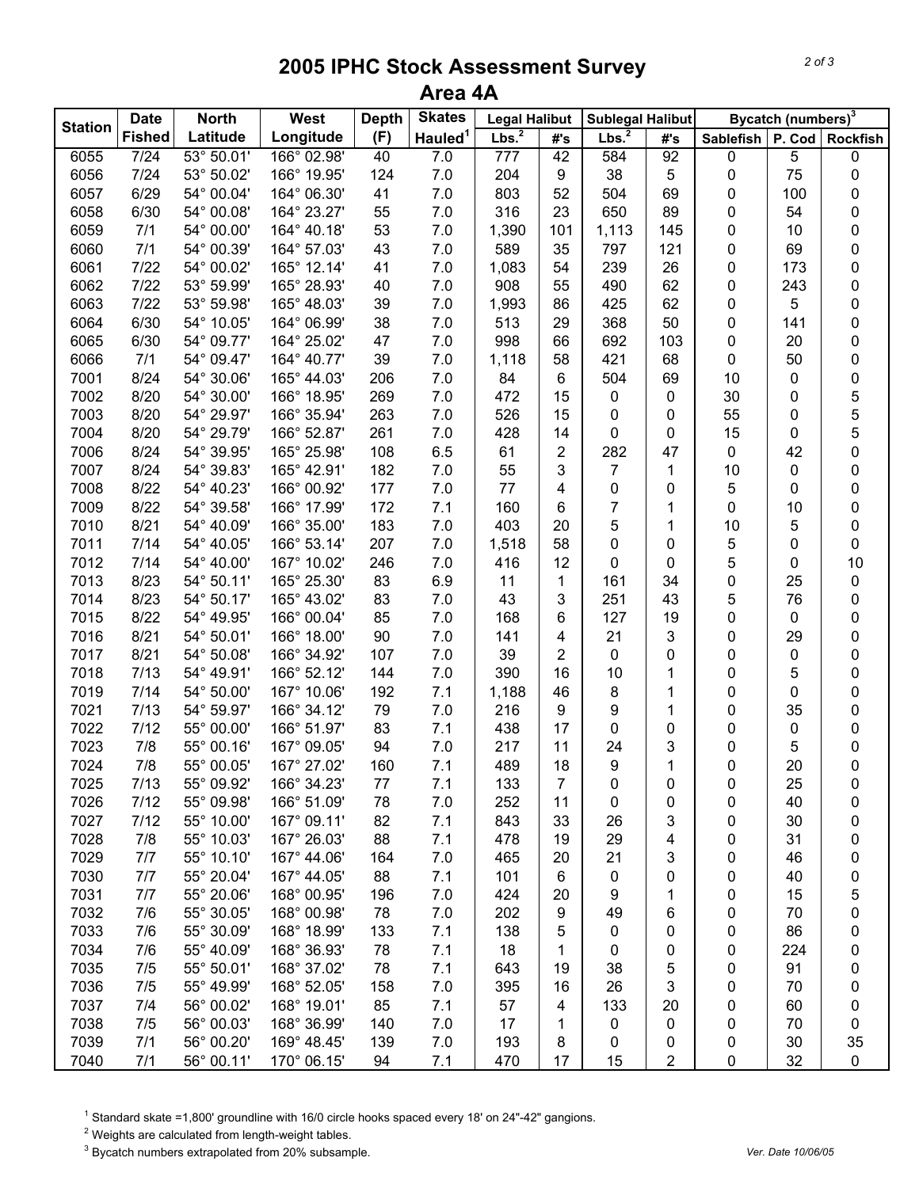# 2005 IPHC Stock Assessment Survey
## Area 4A

| Station | Date Fished | North Latitude | West Longitude | Depth (F) | Skates Hauled[1] | Legal Halibut | | Sublegal Halibut | | Bycatch (numbers)[3] | | |
|---|---|---|---|---|---|---|---|---|---|---|---|---|
| | | | | | | Lbs.[2] | #'s | Lbs.[2] | #'s | Sablefish | P. Cod | Rockfish |
| 6055 | 7/24 | 53° 50.01' | 166° 02.98' | 40 | 7.0 | 777 | 42 | 584 | 92 | 0 | 5 | 0 |
| 6056 | 7/24 | 53° 50.02' | 166° 19.95' | 124 | 7.0 | 204 | 9 | 38 | 5 | 0 | 75 | 0 |
| 6057 | 6/29 | 54° 00.04' | 164° 06.30' | 41 | 7.0 | 803 | 52 | 504 | 69 | 0 | 100 | 0 |
| 6058 | 6/30 | 54° 00.08' | 164° 23.27' | 55 | 7.0 | 316 | 23 | 650 | 89 | 0 | 54 | 0 |
| 6059 | 7/1 | 54° 00.00' | 164° 40.18' | 53 | 7.0 | 1,390 | 101 | 1,113 | 145 | 0 | 10 | 0 |
| 6060 | 7/1 | 54° 00.39' | 164° 57.03' | 43 | 7.0 | 589 | 35 | 797 | 121 | 0 | 69 | 0 |
| 6061 | 7/22 | 54° 00.02' | 165° 12.14' | 41 | 7.0 | 1,083 | 54 | 239 | 26 | 0 | 173 | 0 |
| 6062 | 7/22 | 53° 59.99' | 165° 28.93' | 40 | 7.0 | 908 | 55 | 490 | 62 | 0 | 243 | 0 |
| 6063 | 7/22 | 53° 59.98' | 165° 48.03' | 39 | 7.0 | 1,993 | 86 | 425 | 62 | 0 | 5 | 0 |
| 6064 | 6/30 | 54° 10.05' | 164° 06.99' | 38 | 7.0 | 513 | 29 | 368 | 50 | 0 | 141 | 0 |
| 6065 | 6/30 | 54° 09.77' | 164° 25.02' | 47 | 7.0 | 998 | 66 | 692 | 103 | 0 | 20 | 0 |
| 6066 | 7/1 | 54° 09.47' | 164° 40.77' | 39 | 7.0 | 1,118 | 58 | 421 | 68 | 0 | 50 | 0 |
| 7001 | 8/24 | 54° 30.06' | 165° 44.03' | 206 | 7.0 | 84 | 6 | 504 | 69 | 10 | 0 | 0 |
| 7002 | 8/20 | 54° 30.00' | 166° 18.95' | 269 | 7.0 | 472 | 15 | 0 | 0 | 30 | 0 | 5 |
| 7003 | 8/20 | 54° 29.97' | 166° 35.94' | 263 | 7.0 | 526 | 15 | 0 | 0 | 55 | 0 | 5 |
| 7004 | 8/20 | 54° 29.79' | 166° 52.87' | 261 | 7.0 | 428 | 14 | 0 | 0 | 15 | 0 | 5 |
| 7006 | 8/24 | 54° 39.95' | 165° 25.98' | 108 | 6.5 | 61 | 2 | 282 | 47 | 0 | 42 | 0 |
| 7007 | 8/24 | 54° 39.83' | 165° 42.91' | 182 | 7.0 | 55 | 3 | 7 | 1 | 10 | 0 | 0 |
| 7008 | 8/22 | 54° 40.23' | 166° 00.92' | 177 | 7.0 | 77 | 4 | 0 | 0 | 5 | 0 | 0 |
| 7009 | 8/22 | 54° 39.58' | 166° 17.99' | 172 | 7.1 | 160 | 6 | 7 | 1 | 0 | 10 | 0 |
| 7010 | 8/21 | 54° 40.09' | 166° 35.00' | 183 | 7.0 | 403 | 20 | 5 | 1 | 10 | 5 | 0 |
| 7011 | 7/14 | 54° 40.05' | 166° 53.14' | 207 | 7.0 | 1,518 | 58 | 0 | 0 | 5 | 0 | 0 |
| 7012 | 7/14 | 54° 40.00' | 167° 10.02' | 246 | 7.0 | 416 | 12 | 0 | 0 | 5 | 0 | 10 |
| 7013 | 8/23 | 54° 50.11' | 165° 25.30' | 83 | 6.9 | 11 | 1 | 161 | 34 | 0 | 25 | 0 |
| 7014 | 8/23 | 54° 50.17' | 165° 43.02' | 83 | 7.0 | 43 | 3 | 251 | 43 | 5 | 76 | 0 |
| 7015 | 8/22 | 54° 49.95' | 166° 00.04' | 85 | 7.0 | 168 | 6 | 127 | 19 | 0 | 0 | 0 |
| 7016 | 8/21 | 54° 50.01' | 166° 18.00' | 90 | 7.0 | 141 | 4 | 21 | 3 | 0 | 29 | 0 |
| 7017 | 8/21 | 54° 50.08' | 166° 34.92' | 107 | 7.0 | 39 | 2 | 0 | 0 | 0 | 0 | 0 |
| 7018 | 7/13 | 54° 49.91' | 166° 52.12' | 144 | 7.0 | 390 | 16 | 10 | 1 | 0 | 5 | 0 |
| 7019 | 7/14 | 54° 50.00' | 167° 10.06' | 192 | 7.1 | 1,188 | 46 | 8 | 1 | 0 | 0 | 0 |
| 7021 | 7/13 | 54° 59.97' | 166° 34.12' | 79 | 7.0 | 216 | 9 | 9 | 1 | 0 | 35 | 0 |
| 7022 | 7/12 | 55° 00.00' | 166° 51.97' | 83 | 7.1 | 438 | 17 | 0 | 0 | 0 | 0 | 0 |
| 7023 | 7/8 | 55° 00.16' | 167° 09.05' | 94 | 7.0 | 217 | 11 | 24 | 3 | 0 | 5 | 0 |
| 7024 | 7/8 | 55° 00.05' | 167° 27.02' | 160 | 7.1 | 489 | 18 | 9 | 1 | 0 | 20 | 0 |
| 7025 | 7/13 | 55° 09.92' | 166° 34.23' | 77 | 7.1 | 133 | 7 | 0 | 0 | 0 | 25 | 0 |
| 7026 | 7/12 | 55° 09.98' | 166° 51.09' | 78 | 7.0 | 252 | 11 | 0 | 0 | 0 | 40 | 0 |
| 7027 | 7/12 | 55° 10.00' | 167° 09.11' | 82 | 7.1 | 843 | 33 | 26 | 3 | 0 | 30 | 0 |
| 7028 | 7/8 | 55° 10.03' | 167° 26.03' | 88 | 7.1 | 478 | 19 | 29 | 4 | 0 | 31 | 0 |
| 7029 | 7/7 | 55° 10.10' | 167° 44.06' | 164 | 7.0 | 465 | 20 | 21 | 3 | 0 | 46 | 0 |
| 7030 | 7/7 | 55° 20.04' | 167° 44.05' | 88 | 7.1 | 101 | 6 | 0 | 0 | 0 | 40 | 0 |
| 7031 | 7/7 | 55° 20.06' | 168° 00.95' | 196 | 7.0 | 424 | 20 | 9 | 1 | 0 | 15 | 5 |
| 7032 | 7/6 | 55° 30.05' | 168° 00.98' | 78 | 7.0 | 202 | 9 | 49 | 6 | 0 | 70 | 0 |
| 7033 | 7/6 | 55° 30.09' | 168° 18.99' | 133 | 7.1 | 138 | 5 | 0 | 0 | 0 | 86 | 0 |
| 7034 | 7/6 | 55° 40.09' | 168° 36.93' | 78 | 7.1 | 18 | 1 | 0 | 0 | 0 | 224 | 0 |
| 7035 | 7/5 | 55° 50.01' | 168° 37.02' | 78 | 7.1 | 643 | 19 | 38 | 5 | 0 | 91 | 0 |
| 7036 | 7/5 | 55° 49.99' | 168° 52.05' | 158 | 7.0 | 395 | 16 | 26 | 3 | 0 | 70 | 0 |
| 7037 | 7/4 | 56° 00.02' | 168° 19.01' | 85 | 7.1 | 57 | 4 | 133 | 20 | 0 | 60 | 0 |
| 7038 | 7/5 | 56° 00.03' | 168° 36.99' | 140 | 7.0 | 17 | 1 | 0 | 0 | 0 | 70 | 0 |
| 7039 | 7/1 | 56° 00.20' | 169° 48.45' | 139 | 7.0 | 193 | 8 | 0 | 0 | 0 | 30 | 35 |
| 7040 | 7/1 | 56° 00.11' | 170° 06.15' | 94 | 7.1 | 470 | 17 | 15 | 2 | 0 | 32 | 0 |

[1] Standard skate =1,800' groundline with 16/0 circle hooks spaced every 18' on 24"-42" gangions.

[2] Weights are calculated from length-weight tables.

[3] Bycatch numbers extrapolated from 20% subsample.

*Ver. Date 10/06/05*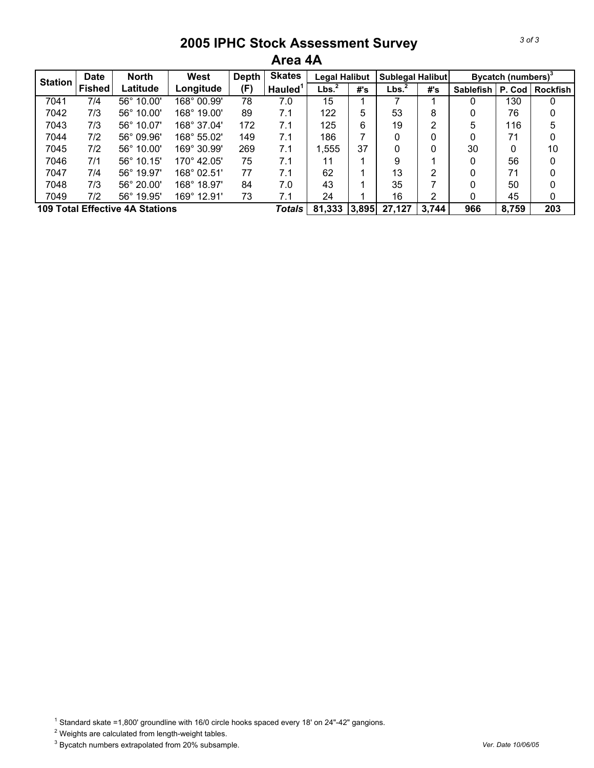# 2005 IPHC Stock Assessment Survey

## Area 4A

| Station | Date Fished | North Latitude | West Longitude | Depth (F) | Skates Hauled[1] | Legal Halibut | | Sublegal Halibut | | Bycatch (numbers)[3] | | |
|---|---|---|---|---|---|---|---|---|---|---|---|---|
| | | | | | | Lbs.[2] | #'s | Lbs.[2] | #'s | Sablefish | P. Cod | Rockfish |
| 7041 | 7/4 | 56° 10.00' | 168° 00.99' | 78 | 7.0 | 15 | 1 | 7 | 1 | 0 | 130 | 0 |
| 7042 | 7/3 | 56° 10.00' | 168° 19.00' | 89 | 7.1 | 122 | 5 | 53 | 8 | 0 | 76 | 0 |
| 7043 | 7/3 | 56° 10.07' | 168° 37.04' | 172 | 7.1 | 125 | 6 | 19 | 2 | 5 | 116 | 5 |
| 7044 | 7/2 | 56° 09.96' | 168° 55.02' | 149 | 7.1 | 186 | 7 | 0 | 0 | 0 | 71 | 0 |
| 7045 | 7/2 | 56° 10.00' | 169° 30.99' | 269 | 7.1 | 1,555 | 37 | 0 | 0 | 30 | 0 | 10 |
| 7046 | 7/1 | 56° 10.15' | 170° 42.05' | 75 | 7.1 | 11 | 1 | 9 | 1 | 0 | 56 | 0 |
| 7047 | 7/4 | 56° 19.97' | 168° 02.51' | 77 | 7.1 | 62 | 1 | 13 | 2 | 0 | 71 | 0 |
| 7048 | 7/3 | 56° 20.00' | 168° 18.97' | 84 | 7.0 | 43 | 1 | 35 | 7 | 0 | 50 | 0 |
| 7049 | 7/2 | 56° 19.95' | 169° 12.91' | 73 | 7.1 | 24 | 1 | 16 | 2 | 0 | 45 | 0 |
| **109 Total Effective 4A Stations** | | | | | ***Totals*** | **81,333** | **3,895** | **27,127** | **3,744** | **966** | **8,759** | **203** |

[1] Standard skate =1,800' groundline with 16/0 circle hooks spaced every 18' on 24"-42" gangions.

[2] Weights are calculated from length-weight tables.

[3] Bycatch numbers extrapolated from 20% subsample.

*Ver. Date 10/06/05*